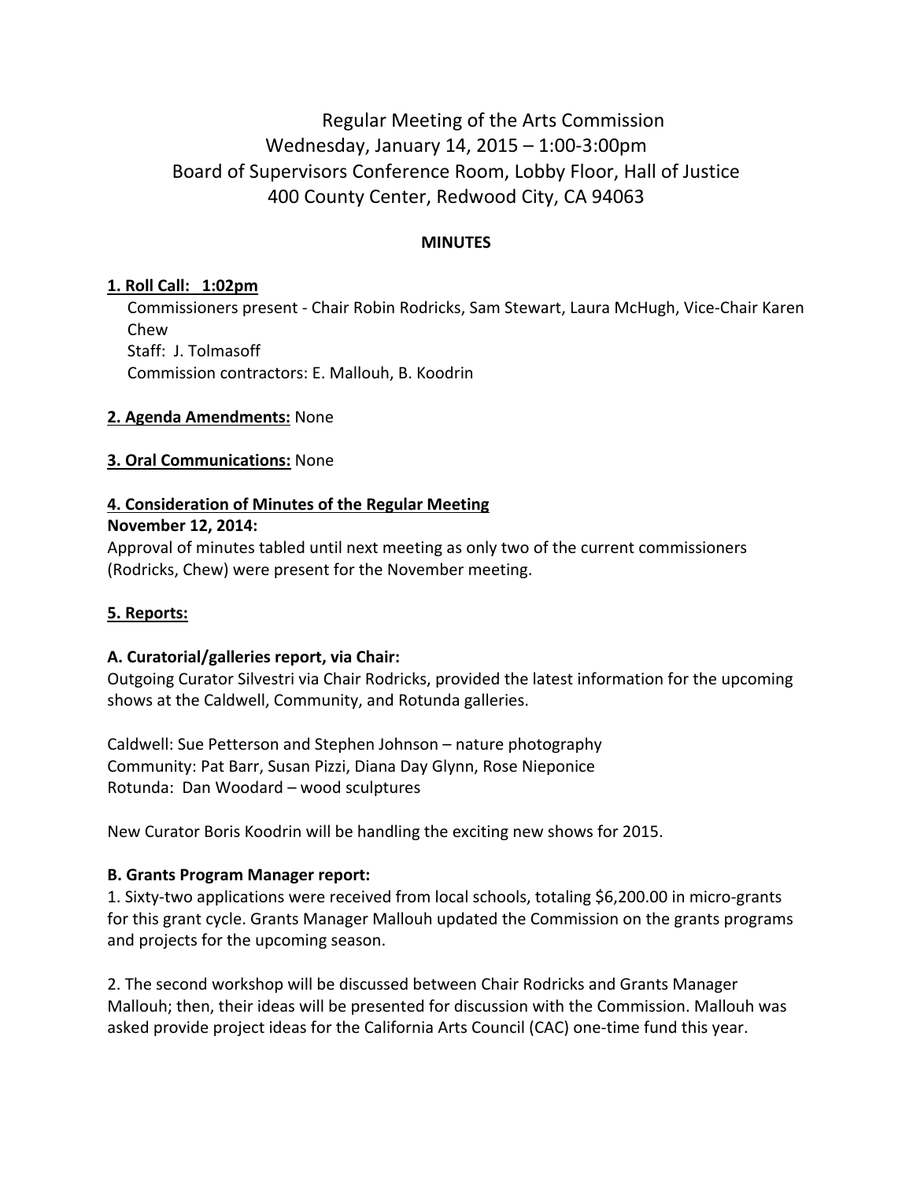# Regular Meeting of the Arts Commission
## Wednesday, January 14, 2015 – 1:00-3:00pm
## Board of Supervisors Conference Room, Lobby Floor, Hall of Justice
## 400 County Center, Redwood City, CA 94063

**MINUTES**

**1. Roll Call: 1:02pm**

Commissioners present - Chair Robin Rodricks, Sam Stewart, Laura McHugh, Vice-Chair Karen Chew
Staff: J. Tolmasoff
Commission contractors: E. Mallouh, B. Koodrin

**2. Agenda Amendments:** None

**3. Oral Communications:** None

**4. Consideration of Minutes of the Regular Meeting**
**November 12, 2014:**
Approval of minutes tabled until next meeting as only two of the current commissioners (Rodricks, Chew) were present for the November meeting.

**5. Reports:**

**A. Curatorial/galleries report, via Chair:**
Outgoing Curator Silvestri via Chair Rodricks, provided the latest information for the upcoming shows at the Caldwell, Community, and Rotunda galleries.

Caldwell: Sue Petterson and Stephen Johnson – nature photography
Community: Pat Barr, Susan Pizzi, Diana Day Glynn, Rose Nieponice
Rotunda: Dan Woodard – wood sculptures

New Curator Boris Koodrin will be handling the exciting new shows for 2015.

**B. Grants Program Manager report:**

1. Sixty-two applications were received from local schools, totaling $6,200.00 in micro-grants for this grant cycle. Grants Manager Mallouh updated the Commission on the grants programs and projects for the upcoming season.

2. The second workshop will be discussed between Chair Rodricks and Grants Manager Mallouh; then, their ideas will be presented for discussion with the Commission. Mallouh was asked provide project ideas for the California Arts Council (CAC) one-time fund this year.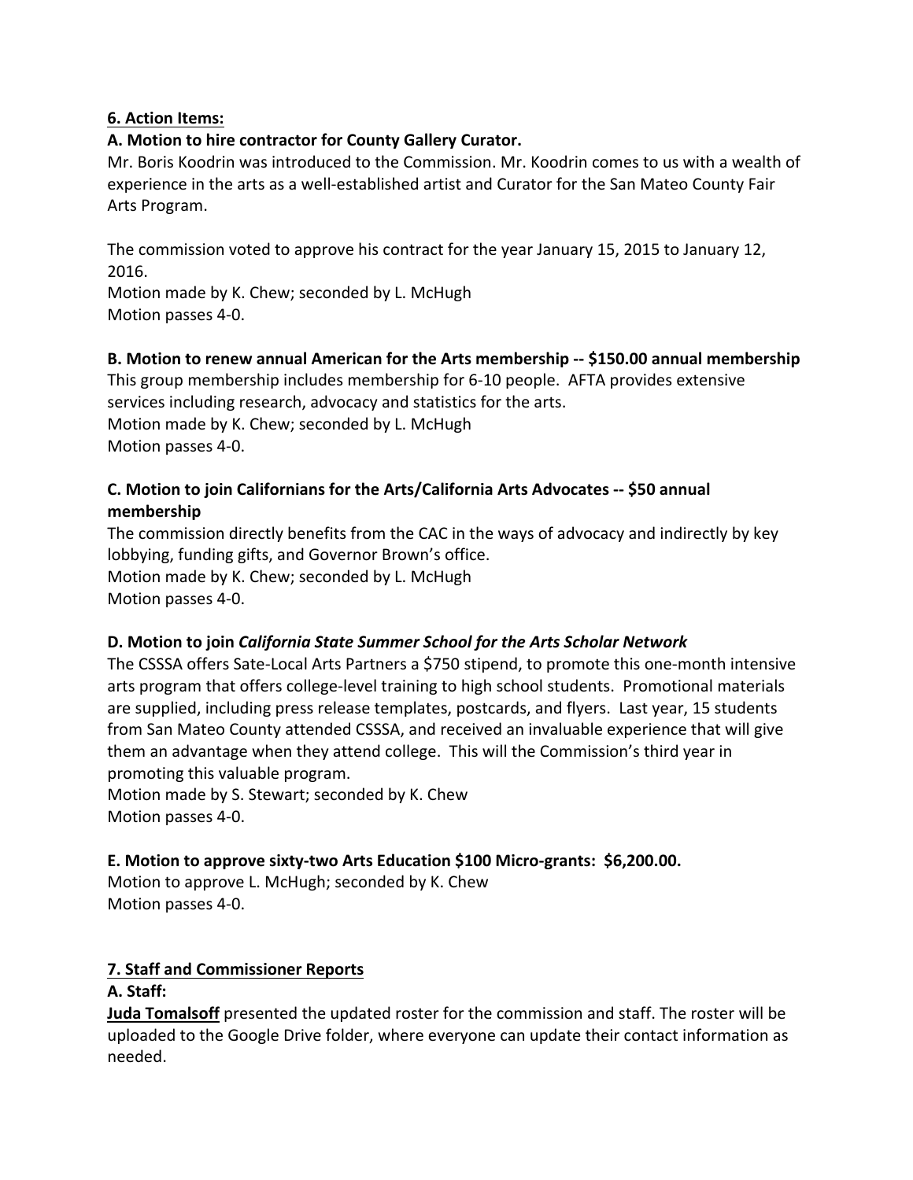**6. Action Items:**

**A. Motion to hire contractor for County Gallery Curator.**

Mr. Boris Koodrin was introduced to the Commission. Mr. Koodrin comes to us with a wealth of experience in the arts as a well-established artist and Curator for the San Mateo County Fair Arts Program.

The commission voted to approve his contract for the year January 15, 2015 to January 12, 2016.
Motion made by K. Chew; seconded by L. McHugh
Motion passes 4-0.

**B. Motion to renew annual American for the Arts membership -- $150.00 annual membership**

This group membership includes membership for 6-10 people. AFTA provides extensive services including research, advocacy and statistics for the arts.
Motion made by K. Chew; seconded by L. McHugh
Motion passes 4-0.

**C. Motion to join Californians for the Arts/California Arts Advocates -- $50 annual membership**

The commission directly benefits from the CAC in the ways of advocacy and indirectly by key lobbying, funding gifts, and Governor Brown's office.
Motion made by K. Chew; seconded by L. McHugh
Motion passes 4-0.

**D. Motion to join *California State Summer School for the Arts Scholar Network***

The CSSSA offers Sate-Local Arts Partners a $750 stipend, to promote this one-month intensive arts program that offers college-level training to high school students. Promotional materials are supplied, including press release templates, postcards, and flyers. Last year, 15 students from San Mateo County attended CSSSA, and received an invaluable experience that will give them an advantage when they attend college. This will the Commission's third year in promoting this valuable program.
Motion made by S. Stewart; seconded by K. Chew
Motion passes 4-0.

**E. Motion to approve sixty-two Arts Education $100 Micro-grants: $6,200.00.**

Motion to approve L. McHugh; seconded by K. Chew
Motion passes 4-0.

**7. Staff and Commissioner Reports**

**A. Staff:**

**Juda Tomalsoff** presented the updated roster for the commission and staff. The roster will be uploaded to the Google Drive folder, where everyone can update their contact information as needed.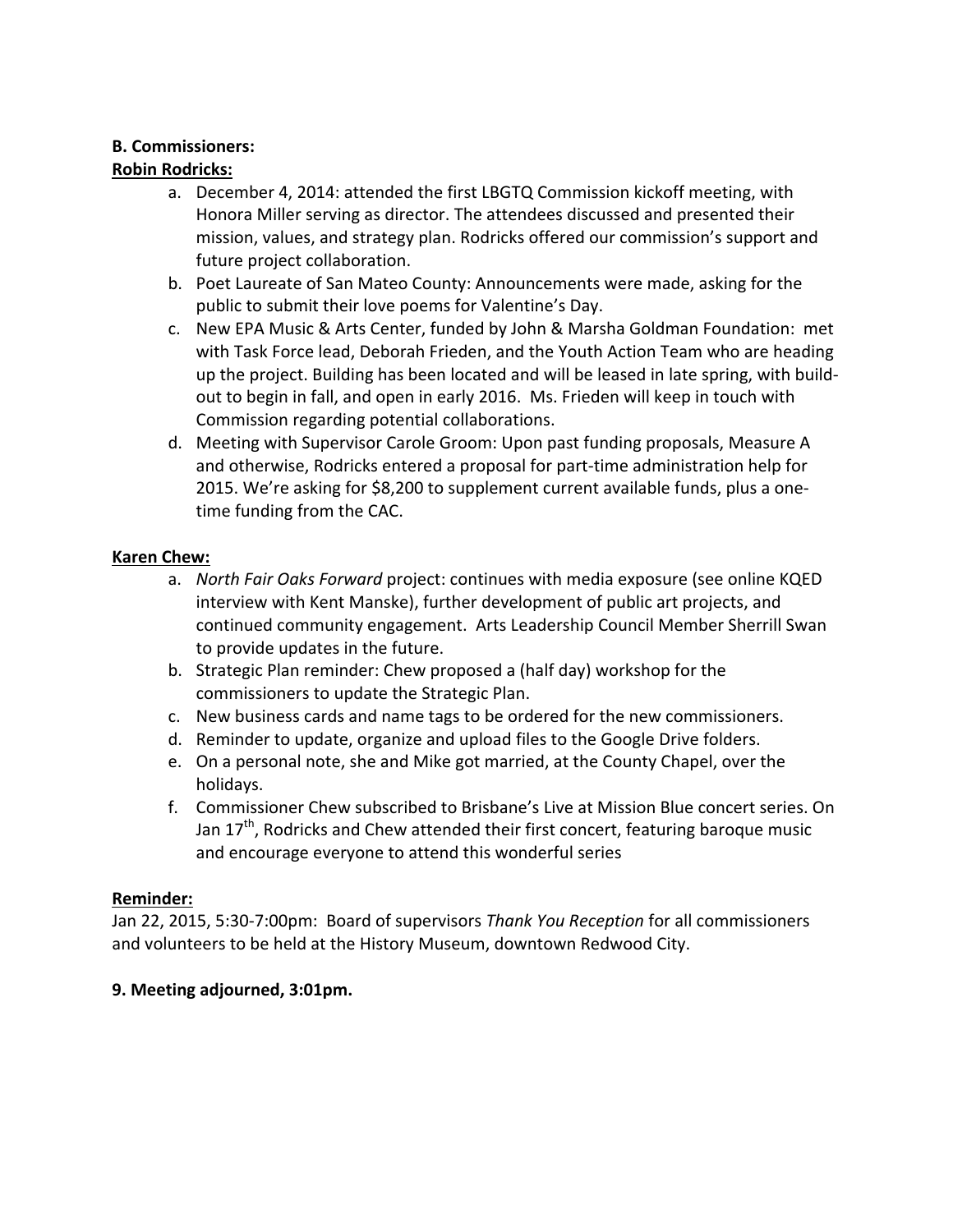**B. Commissioners:**

**Robin Rodricks:**

a. December 4, 2014: attended the first LBGTQ Commission kickoff meeting, with Honora Miller serving as director. The attendees discussed and presented their mission, values, and strategy plan. Rodricks offered our commission's support and future project collaboration.

b. Poet Laureate of San Mateo County: Announcements were made, asking for the public to submit their love poems for Valentine's Day.

c. New EPA Music & Arts Center, funded by John & Marsha Goldman Foundation: met with Task Force lead, Deborah Frieden, and the Youth Action Team who are heading up the project. Building has been located and will be leased in late spring, with build-out to begin in fall, and open in early 2016. Ms. Frieden will keep in touch with Commission regarding potential collaborations.

d. Meeting with Supervisor Carole Groom: Upon past funding proposals, Measure A and otherwise, Rodricks entered a proposal for part-time administration help for 2015. We're asking for $8,200 to supplement current available funds, plus a one-time funding from the CAC.

**Karen Chew:**

a. *North Fair Oaks Forward* project: continues with media exposure (see online KQED interview with Kent Manske), further development of public art projects, and continued community engagement. Arts Leadership Council Member Sherrill Swan to provide updates in the future.

b. Strategic Plan reminder: Chew proposed a (half day) workshop for the commissioners to update the Strategic Plan.

c. New business cards and name tags to be ordered for the new commissioners.

d. Reminder to update, organize and upload files to the Google Drive folders.

e. On a personal note, she and Mike got married, at the County Chapel, over the holidays.

f. Commissioner Chew subscribed to Brisbane's Live at Mission Blue concert series. On Jan 17th, Rodricks and Chew attended their first concert, featuring baroque music and encourage everyone to attend this wonderful series

**Reminder:**

Jan 22, 2015, 5:30-7:00pm: Board of supervisors *Thank You Reception* for all commissioners and volunteers to be held at the History Museum, downtown Redwood City.

**9. Meeting adjourned, 3:01pm.**